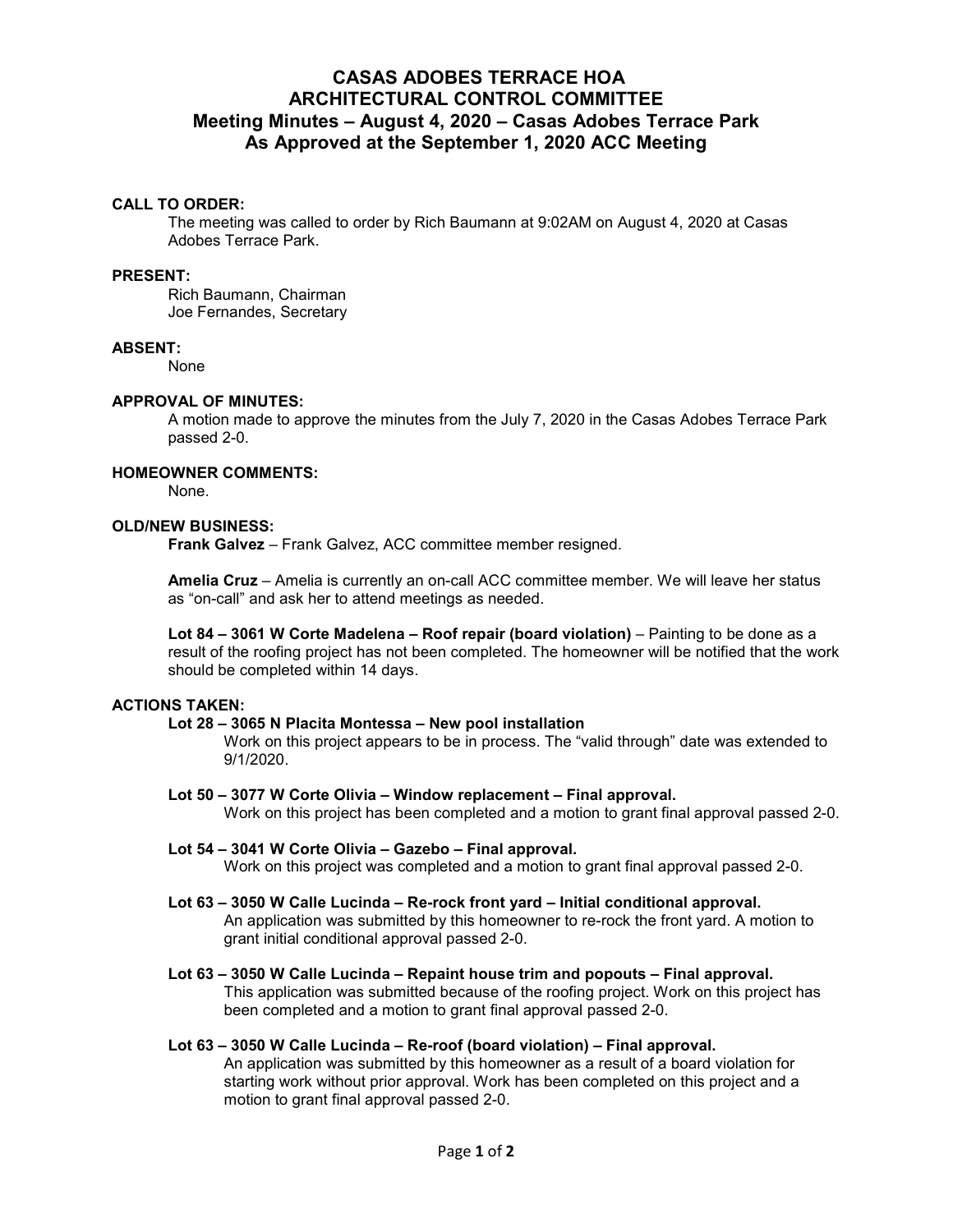# CASAS ADOBES TERRACE HOA
# ARCHITECTURAL CONTROL COMMITTEE
# Meeting Minutes – August 4, 2020 – Casas Adobes Terrace Park
# As Approved at the September 1, 2020 ACC Meeting

**CALL TO ORDER:**

The meeting was called to order by Rich Baumann at 9:02AM on August 4, 2020 at Casas Adobes Terrace Park.

**PRESENT:**

Rich Baumann, Chairman
Joe Fernandes, Secretary

**ABSENT:**

None

**APPROVAL OF MINUTES:**

A motion made to approve the minutes from the July 7, 2020 in the Casas Adobes Terrace Park passed 2-0.

**HOMEOWNER COMMENTS:**

None.

**OLD/NEW BUSINESS:**

**Frank Galvez** – Frank Galvez, ACC committee member resigned.

**Amelia Cruz** – Amelia is currently an on-call ACC committee member. We will leave her status as "on-call" and ask her to attend meetings as needed.

**Lot 84 – 3061 W Corte Madelena – Roof repair (board violation)** – Painting to be done as a result of the roofing project has not been completed. The homeowner will be notified that the work should be completed within 14 days.

**ACTIONS TAKEN:**

**Lot 28 – 3065 N Placita Montessa – New pool installation**

Work on this project appears to be in process. The "valid through" date was extended to 9/1/2020.

**Lot 50 – 3077 W Corte Olivia – Window replacement – Final approval.**

Work on this project has been completed and a motion to grant final approval passed 2-0.

**Lot 54 – 3041 W Corte Olivia – Gazebo – Final approval.**

Work on this project was completed and a motion to grant final approval passed 2-0.

**Lot 63 – 3050 W Calle Lucinda – Re-rock front yard – Initial conditional approval.**

An application was submitted by this homeowner to re-rock the front yard. A motion to grant initial conditional approval passed 2-0.

**Lot 63 – 3050 W Calle Lucinda – Repaint house trim and popouts – Final approval.**

This application was submitted because of the roofing project. Work on this project has been completed and a motion to grant final approval passed 2-0.

**Lot 63 – 3050 W Calle Lucinda – Re-roof (board violation) – Final approval.**

An application was submitted by this homeowner as a result of a board violation for starting work without prior approval. Work has been completed on this project and a motion to grant final approval passed 2-0.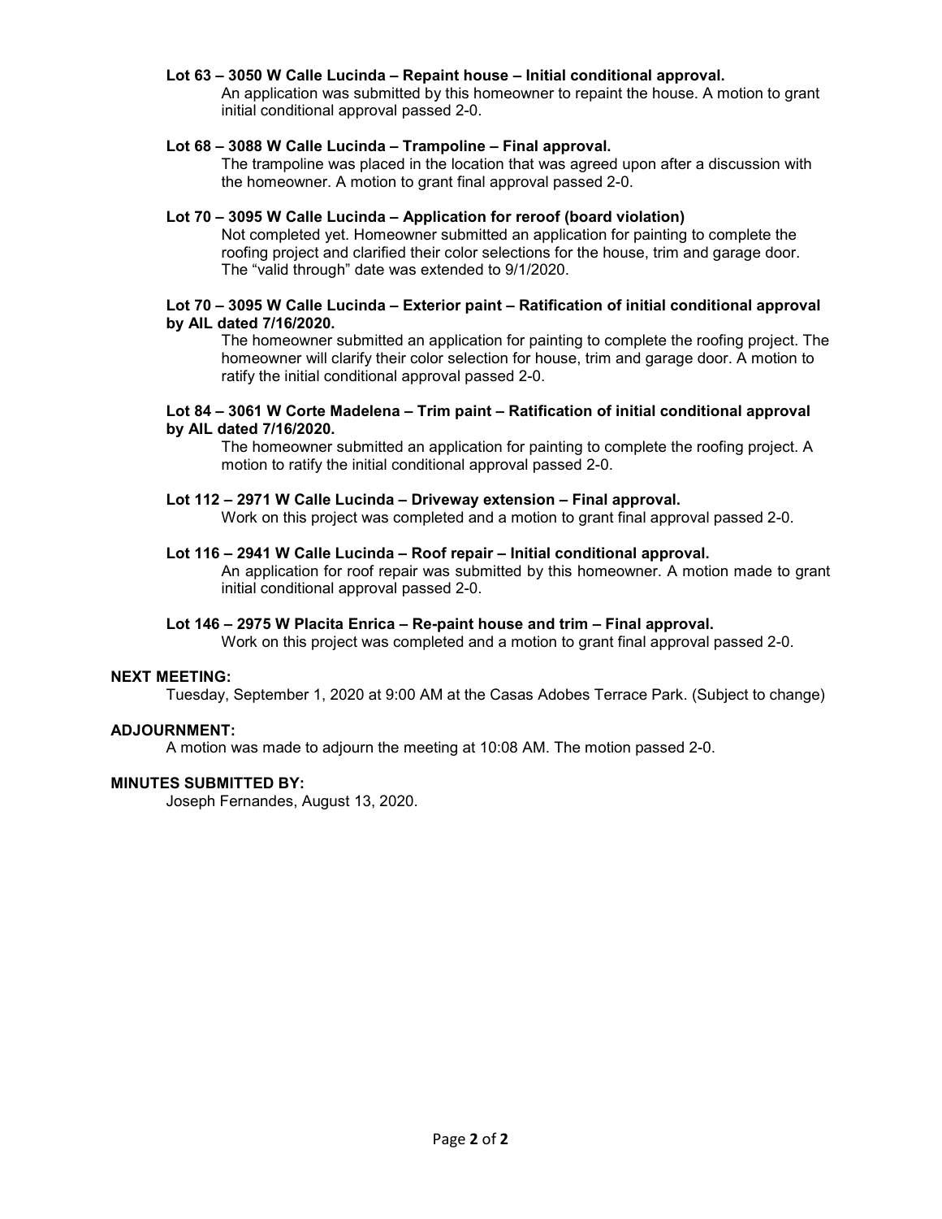**Lot 63 – 3050 W Calle Lucinda – Repaint house – Initial conditional approval.**

An application was submitted by this homeowner to repaint the house. A motion to grant initial conditional approval passed 2-0.

**Lot 68 – 3088 W Calle Lucinda – Trampoline – Final approval.**

The trampoline was placed in the location that was agreed upon after a discussion with the homeowner. A motion to grant final approval passed 2-0.

**Lot 70 – 3095 W Calle Lucinda – Application for reroof (board violation)**

Not completed yet. Homeowner submitted an application for painting to complete the roofing project and clarified their color selections for the house, trim and garage door. The "valid through" date was extended to 9/1/2020.

**Lot 70 – 3095 W Calle Lucinda – Exterior paint – Ratification of initial conditional approval by AIL dated 7/16/2020.**

The homeowner submitted an application for painting to complete the roofing project. The homeowner will clarify their color selection for house, trim and garage door. A motion to ratify the initial conditional approval passed 2-0.

**Lot 84 – 3061 W Corte Madelena – Trim paint – Ratification of initial conditional approval by AIL dated 7/16/2020.**

The homeowner submitted an application for painting to complete the roofing project. A motion to ratify the initial conditional approval passed 2-0.

**Lot 112 – 2971 W Calle Lucinda – Driveway extension – Final approval.**

Work on this project was completed and a motion to grant final approval passed 2-0.

**Lot 116 – 2941 W Calle Lucinda – Roof repair – Initial conditional approval.**

An application for roof repair was submitted by this homeowner. A motion made to grant initial conditional approval passed 2-0.

**Lot 146 – 2975 W Placita Enrica – Re-paint house and trim – Final approval.**

Work on this project was completed and a motion to grant final approval passed 2-0.

**NEXT MEETING:**

Tuesday, September 1, 2020 at 9:00 AM at the Casas Adobes Terrace Park. (Subject to change)

**ADJOURNMENT:**

A motion was made to adjourn the meeting at 10:08 AM. The motion passed 2-0.

**MINUTES SUBMITTED BY:**

Joseph Fernandes, August 13, 2020.